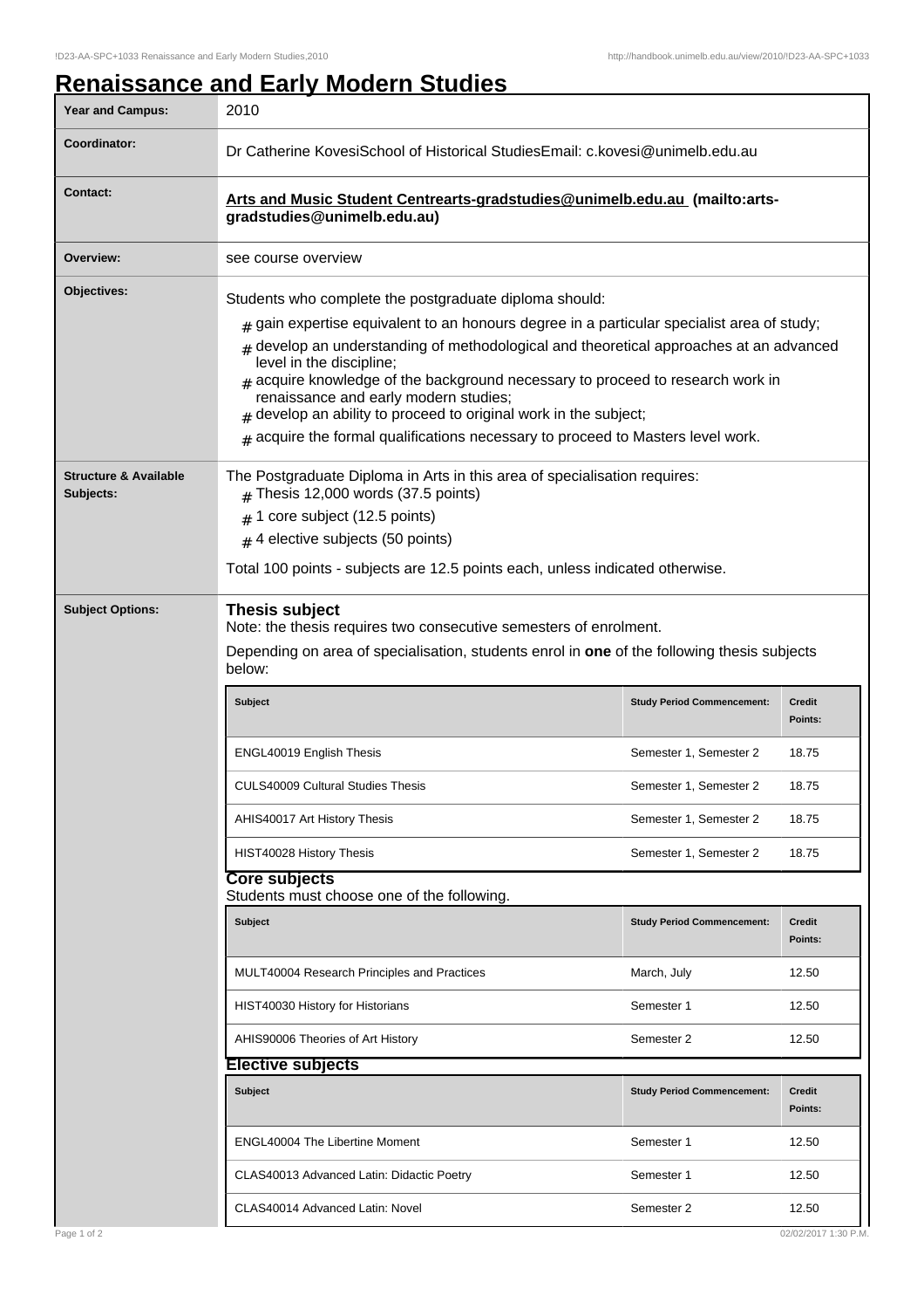# Renaissance and Early Modern Studies

| | |
|---|---|
| **Year and Campus:** | 2010 |
| **Coordinator:** | Dr Catherine KovesiSchool of Historical StudiesEmail: c.kovesi@unimelb.edu.au |
| **Contact:** | **Arts and Music Student Centrearts-gradstudies@unimelb.edu.au (mailto:arts-gradstudies@unimelb.edu.au)** |
| **Overview:** | see course overview |

**Objectives:**

Students who complete the postgraduate diploma should:

- gain expertise equivalent to an honours degree in a particular specialist area of study;
- develop an understanding of methodological and theoretical approaches at an advanced level in the discipline;
- acquire knowledge of the background necessary to proceed to research work in renaissance and early modern studies;
- develop an ability to proceed to original work in the subject;
- acquire the formal qualifications necessary to proceed to Masters level work.

**Structure & Available Subjects:**

The Postgraduate Diploma in Arts in this area of specialisation requires:

- Thesis 12,000 words (37.5 points)
- 1 core subject (12.5 points)
- 4 elective subjects (50 points)

Total 100 points - subjects are 12.5 points each, unless indicated otherwise.

**Subject Options:**

### Thesis subject

Note: the thesis requires two consecutive semesters of enrolment.

Depending on area of specialisation, students enrol in **one** of the following thesis subjects below:

| Subject | Study Period Commencement: | Credit Points: |
|---|---|---|
| ENGL40019 English Thesis | Semester 1, Semester 2 | 18.75 |
| CULS40009 Cultural Studies Thesis | Semester 1, Semester 2 | 18.75 |
| AHIS40017 Art History Thesis | Semester 1, Semester 2 | 18.75 |
| HIST40028 History Thesis | Semester 1, Semester 2 | 18.75 |

### Core subjects

Students must choose one of the following.

| Subject | Study Period Commencement: | Credit Points: |
|---|---|---|
| MULT40004 Research Principles and Practices | March, July | 12.50 |
| HIST40030 History for Historians | Semester 1 | 12.50 |
| AHIS90006 Theories of Art History | Semester 2 | 12.50 |

### Elective subjects

| Subject | Study Period Commencement: | Credit Points: |
|---|---|---|
| ENGL40004 The Libertine Moment | Semester 1 | 12.50 |
| CLAS40013 Advanced Latin: Didactic Poetry | Semester 1 | 12.50 |
| CLAS40014 Advanced Latin: Novel | Semester 2 | 12.50 |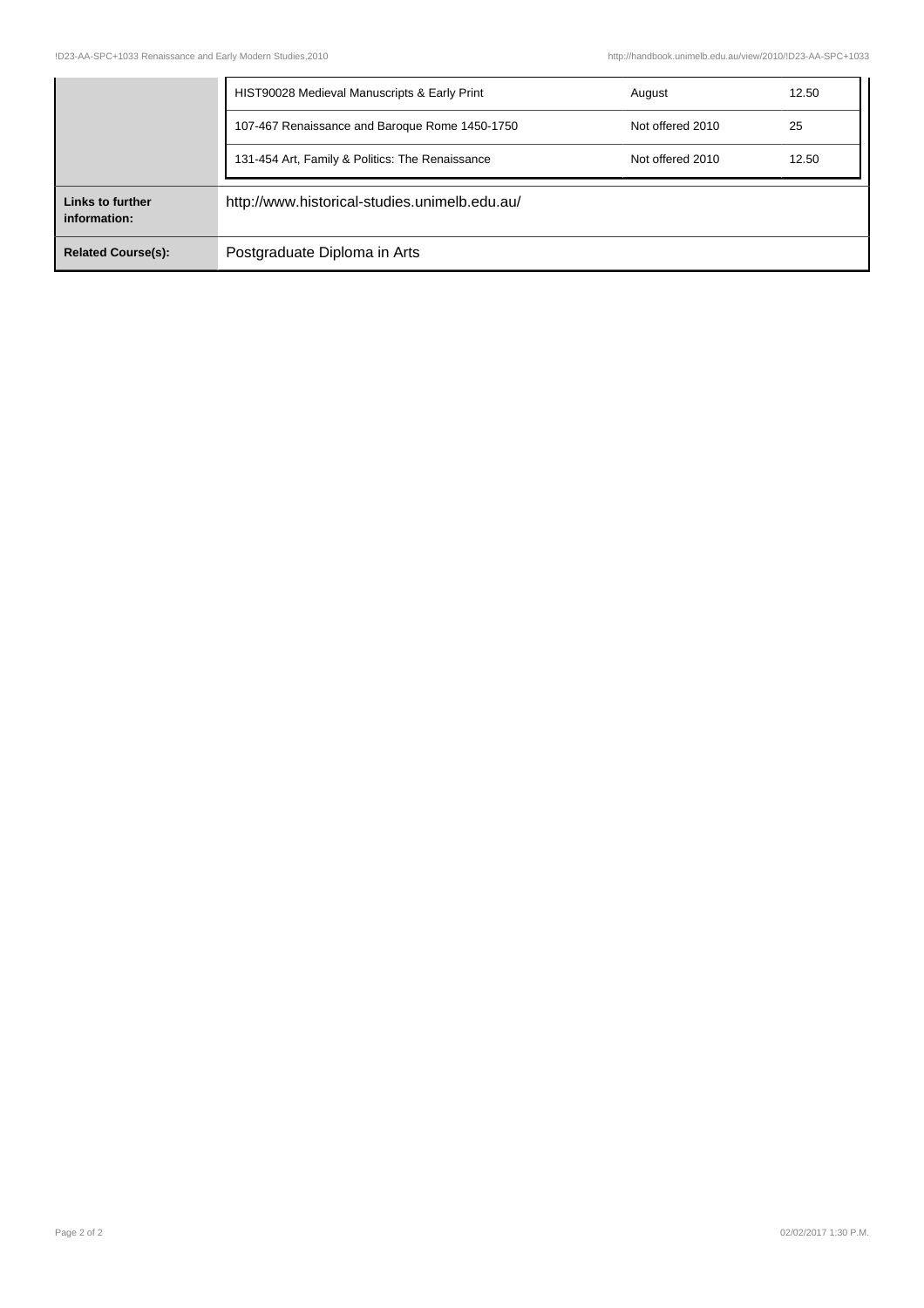| | | | |
|---|---|---|---|
| | HIST90028 Medieval Manuscripts & Early Print | August | 12.50 |
| | 107-467 Renaissance and Baroque Rome 1450-1750 | Not offered 2010 | 25 |
| | 131-454 Art, Family & Politics: The Renaissance | Not offered 2010 | 12.50 |
| **Links to further information:** | http://www.historical-studies.unimelb.edu.au/ | | |
| **Related Course(s):** | Postgraduate Diploma in Arts | | |